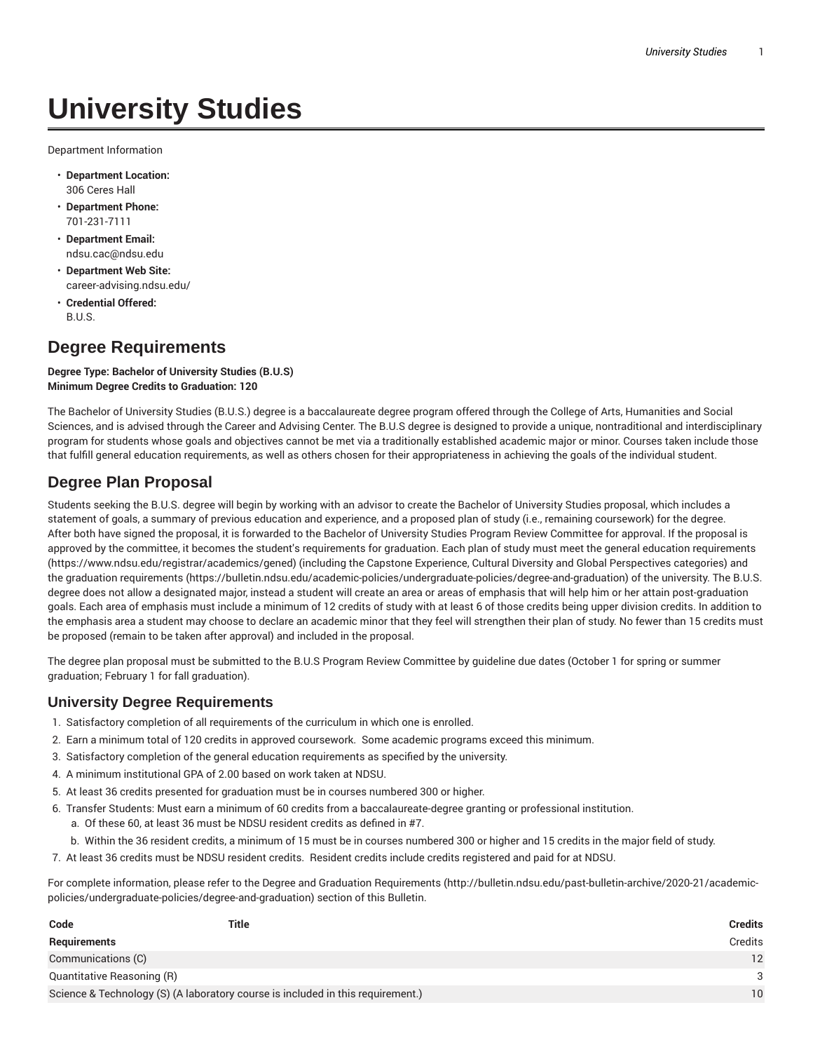# University Studies

Department Information

- **Department Location:**
  306 Ceres Hall
- **Department Phone:**
  701-231-7111
- **Department Email:**
  ndsu.cac@ndsu.edu
- **Department Web Site:**
  career-advising.ndsu.edu/
- **Credential Offered:**
  B.U.S.

## Degree Requirements

**Degree Type: Bachelor of University Studies (B.U.S)**
**Minimum Degree Credits to Graduation: 120**

The Bachelor of University Studies (B.U.S.) degree is a baccalaureate degree program offered through the College of Arts, Humanities and Social Sciences, and is advised through the Career and Advising Center. The B.U.S degree is designed to provide a unique, nontraditional and interdisciplinary program for students whose goals and objectives cannot be met via a traditionally established academic major or minor. Courses taken include those that fulfill general education requirements, as well as others chosen for their appropriateness in achieving the goals of the individual student.

## Degree Plan Proposal

Students seeking the B.U.S. degree will begin by working with an advisor to create the Bachelor of University Studies proposal, which includes a statement of goals, a summary of previous education and experience, and a proposed plan of study (i.e., remaining coursework) for the degree. After both have signed the proposal, it is forwarded to the Bachelor of University Studies Program Review Committee for approval. If the proposal is approved by the committee, it becomes the student's requirements for graduation. Each plan of study must meet the general education requirements (https://www.ndsu.edu/registrar/academics/gened) (including the Capstone Experience, Cultural Diversity and Global Perspectives categories) and the graduation requirements (https://bulletin.ndsu.edu/academic-policies/undergraduate-policies/degree-and-graduation) of the university. The B.U.S. degree does not allow a designated major, instead a student will create an area or areas of emphasis that will help him or her attain post-graduation goals. Each area of emphasis must include a minimum of 12 credits of study with at least 6 of those credits being upper division credits. In addition to the emphasis area a student may choose to declare an academic minor that they feel will strengthen their plan of study. No fewer than 15 credits must be proposed (remain to be taken after approval) and included in the proposal.

The degree plan proposal must be submitted to the B.U.S Program Review Committee by guideline due dates (October 1 for spring or summer graduation; February 1 for fall graduation).

### University Degree Requirements

1. Satisfactory completion of all requirements of the curriculum in which one is enrolled.
2. Earn a minimum total of 120 credits in approved coursework. Some academic programs exceed this minimum.
3. Satisfactory completion of the general education requirements as specified by the university.
4. A minimum institutional GPA of 2.00 based on work taken at NDSU.
5. At least 36 credits presented for graduation must be in courses numbered 300 or higher.
6. Transfer Students: Must earn a minimum of 60 credits from a baccalaureate-degree granting or professional institution.
   a. Of these 60, at least 36 must be NDSU resident credits as defined in #7.
   b. Within the 36 resident credits, a minimum of 15 must be in courses numbered 300 or higher and 15 credits in the major field of study.
7. At least 36 credits must be NDSU resident credits. Resident credits include credits registered and paid for at NDSU.

For complete information, please refer to the Degree and Graduation Requirements (http://bulletin.ndsu.edu/past-bulletin-archive/2020-21/academic-policies/undergraduate-policies/degree-and-graduation) section of this Bulletin.

| Code | Title | Credits |
|---|---|---|
| **Requirements** | | Credits |
| Communications (C) | | 12 |
| Quantitative Reasoning (R) | | 3 |
| Science & Technology (S) (A laboratory course is included in this requirement.) | | 10 |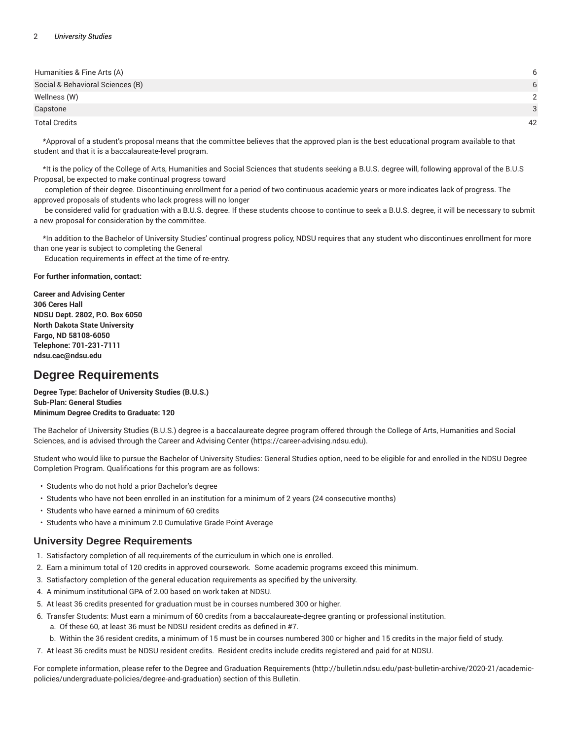| | |
|---|---|
| Humanities & Fine Arts (A) | 6 |
| Social & Behavioral Sciences (B) | 6 |
| Wellness (W) | 2 |
| Capstone | 3 |
| Total Credits | 42 |

*Approval of a student's proposal means that the committee believes that the approved plan is the best educational program available to that student and that it is a baccalaureate-level program.

*It is the policy of the College of Arts, Humanities and Social Sciences that students seeking a B.U.S. degree will, following approval of the B.U.S Proposal, be expected to make continual progress toward completion of their degree. Discontinuing enrollment for a period of two continuous academic years or more indicates lack of progress. The approved proposals of students who lack progress will no longer be considered valid for graduation with a B.U.S. degree. If these students choose to continue to seek a B.U.S. degree, it will be necessary to submit a new proposal for consideration by the committee.

*In addition to the Bachelor of University Studies' continual progress policy, NDSU requires that any student who discontinues enrollment for more than one year is subject to completing the General Education requirements in effect at the time of re-entry.

**For further information, contact:**

**Career and Advising Center**
**306 Ceres Hall**
**NDSU Dept. 2802, P.O. Box 6050**
**North Dakota State University**
**Fargo, ND 58108-6050**
**Telephone: 701-231-7111**
**ndsu.cac@ndsu.edu**

# Degree Requirements

**Degree Type: Bachelor of University Studies (B.U.S.)**
**Sub-Plan: General Studies**
**Minimum Degree Credits to Graduate: 120**

The Bachelor of University Studies (B.U.S.) degree is a baccalaureate degree program offered through the College of Arts, Humanities and Social Sciences, and is advised through the Career and Advising Center (https://career-advising.ndsu.edu).

Student who would like to pursue the Bachelor of University Studies: General Studies option, need to be eligible for and enrolled in the NDSU Degree Completion Program. Qualifications for this program are as follows:

- Students who do not hold a prior Bachelor's degree
- Students who have not been enrolled in an institution for a minimum of 2 years (24 consecutive months)
- Students who have earned a minimum of 60 credits
- Students who have a minimum 2.0 Cumulative Grade Point Average

## University Degree Requirements

1. Satisfactory completion of all requirements of the curriculum in which one is enrolled.
2. Earn a minimum total of 120 credits in approved coursework. Some academic programs exceed this minimum.
3. Satisfactory completion of the general education requirements as specified by the university.
4. A minimum institutional GPA of 2.00 based on work taken at NDSU.
5. At least 36 credits presented for graduation must be in courses numbered 300 or higher.
6. Transfer Students: Must earn a minimum of 60 credits from a baccalaureate-degree granting or professional institution.
   a. Of these 60, at least 36 must be NDSU resident credits as defined in #7.
   b. Within the 36 resident credits, a minimum of 15 must be in courses numbered 300 or higher and 15 credits in the major field of study.
7. At least 36 credits must be NDSU resident credits. Resident credits include credits registered and paid for at NDSU.

For complete information, please refer to the Degree and Graduation Requirements (http://bulletin.ndsu.edu/past-bulletin-archive/2020-21/academic-policies/undergraduate-policies/degree-and-graduation) section of this Bulletin.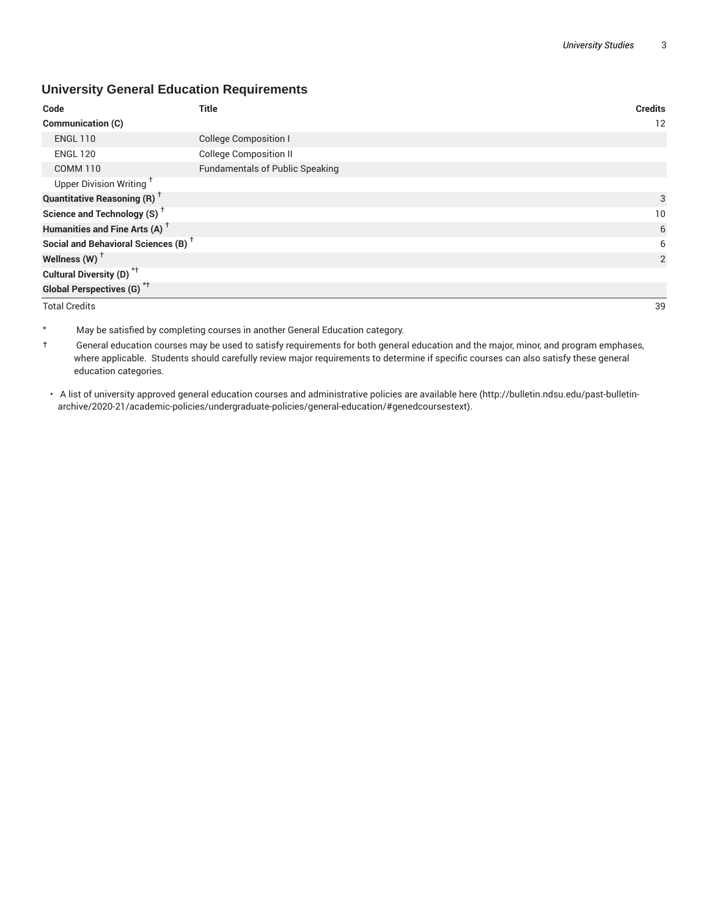## University General Education Requirements

| Code | Title | Credits |
| --- | --- | --- |
| **Communication (C)** | | 12 |
| ENGL 110 | College Composition I | |
| ENGL 120 | College Composition II | |
| COMM 110 | Fundamentals of Public Speaking | |
| Upper Division Writing † | | |
| **Quantitative Reasoning (R) †** | | 3 |
| **Science and Technology (S) †** | | 10 |
| **Humanities and Fine Arts (A) †** | | 6 |
| **Social and Behavioral Sciences (B) †** | | 6 |
| **Wellness (W) †** | | 2 |
| **Cultural Diversity (D) *†** | | |
| **Global Perspectives (G) *†** | | |
| Total Credits | | 39 |

* May be satisfied by completing courses in another General Education category.

† General education courses may be used to satisfy requirements for both general education and the major, minor, and program emphases, where applicable. Students should carefully review major requirements to determine if specific courses can also satisfy these general education categories.

- A list of university approved general education courses and administrative policies are available here (http://bulletin.ndsu.edu/past-bulletin-archive/2020-21/academic-policies/undergraduate-policies/general-education/#genedcoursestext).